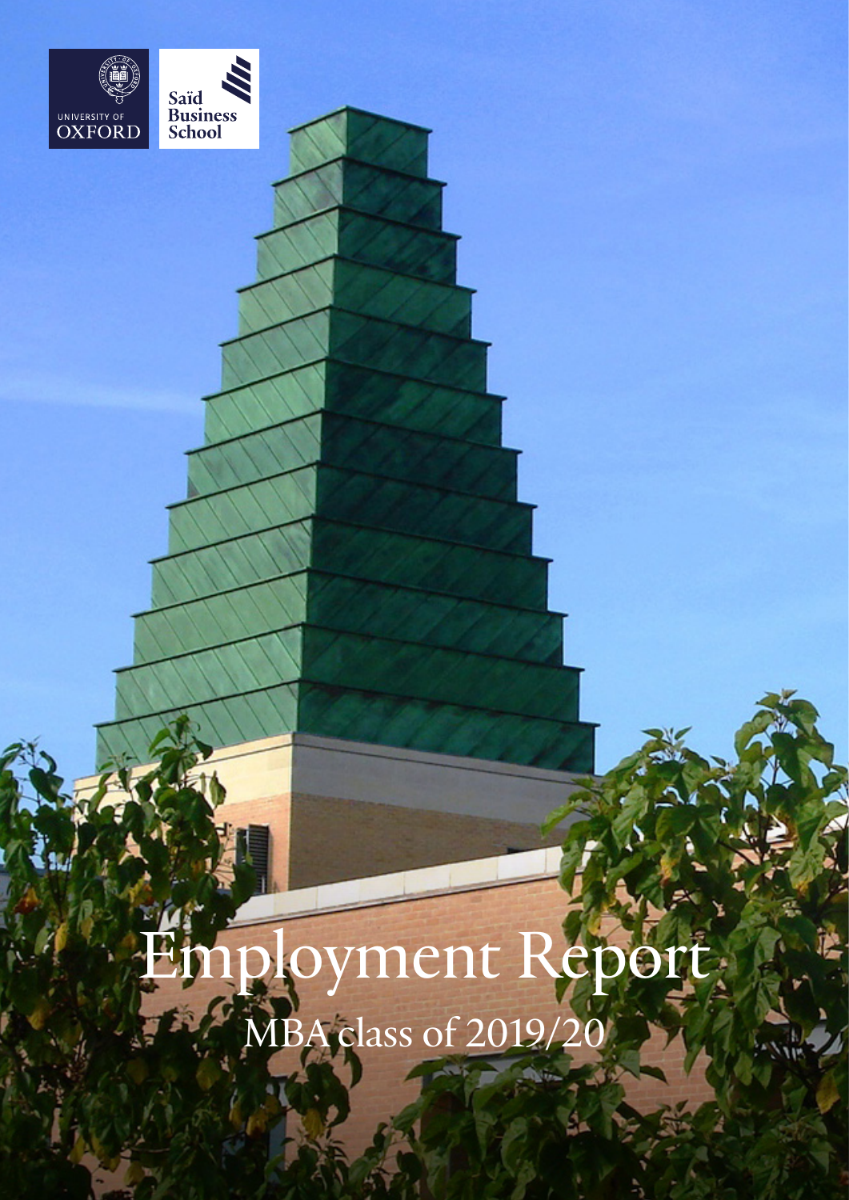UNIVERSITY OF OXFORD

Saïd Business School

# Employment Report

## MBA class of 2019/20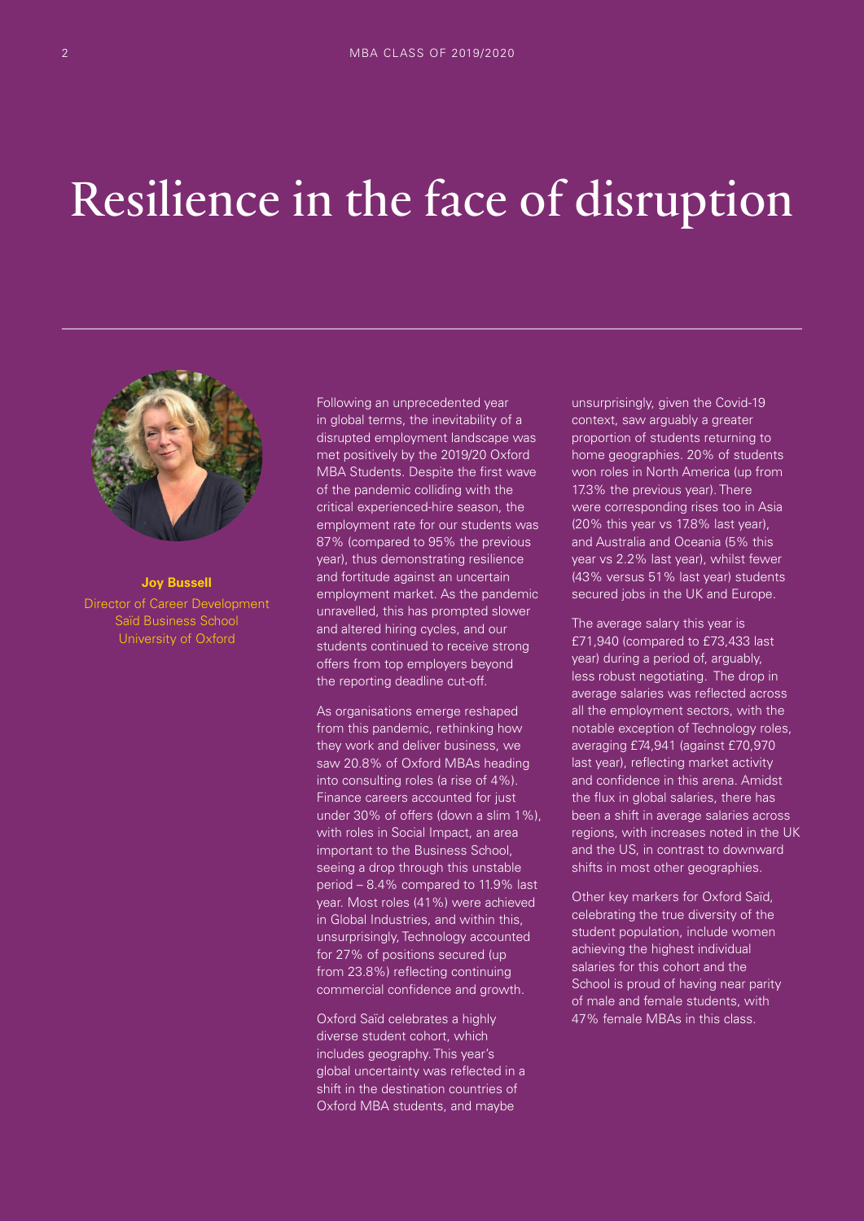# Resilience in the face of disruption

**Joy Bussell**
Director of Career Development
Saïd Business School
University of Oxford

Following an unprecedented year in global terms, the inevitability of a disrupted employment landscape was met positively by the 2019/20 Oxford MBA Students. Despite the first wave of the pandemic colliding with the critical experienced-hire season, the employment rate for our students was 87% (compared to 95% the previous year), thus demonstrating resilience and fortitude against an uncertain employment market. As the pandemic unravelled, this has prompted slower and altered hiring cycles, and our students continued to receive strong offers from top employers beyond the reporting deadline cut-off.

As organisations emerge reshaped from this pandemic, rethinking how they work and deliver business, we saw 20.8% of Oxford MBAs heading into consulting roles (a rise of 4%). Finance careers accounted for just under 30% of offers (down a slim 1%), with roles in Social Impact, an area important to the Business School, seeing a drop through this unstable period – 8.4% compared to 11.9% last year. Most roles (41%) were achieved in Global Industries, and within this, unsurprisingly, Technology accounted for 27% of positions secured (up from 23.8%) reflecting continuing commercial confidence and growth.

Oxford Saïd celebrates a highly diverse student cohort, which includes geography. This year's global uncertainty was reflected in a shift in the destination countries of Oxford MBA students, and maybe unsurprisingly, given the Covid-19 context, saw arguably a greater proportion of students returning to home geographies. 20% of students won roles in North America (up from 17.3% the previous year). There were corresponding rises too in Asia (20% this year vs 17.8% last year), and Australia and Oceania (5% this year vs 2.2% last year), whilst fewer (43% versus 51% last year) students secured jobs in the UK and Europe.

The average salary this year is £71,940 (compared to £73,433 last year) during a period of, arguably, less robust negotiating. The drop in average salaries was reflected across all the employment sectors, with the notable exception of Technology roles, averaging £74,941 (against £70,970 last year), reflecting market activity and confidence in this arena. Amidst the flux in global salaries, there has been a shift in average salaries across regions, with increases noted in the UK and the US, in contrast to downward shifts in most other geographies.

Other key markers for Oxford Saïd, celebrating the true diversity of the student population, include women achieving the highest individual salaries for this cohort and the School is proud of having near parity of male and female students, with 47% female MBAs in this class.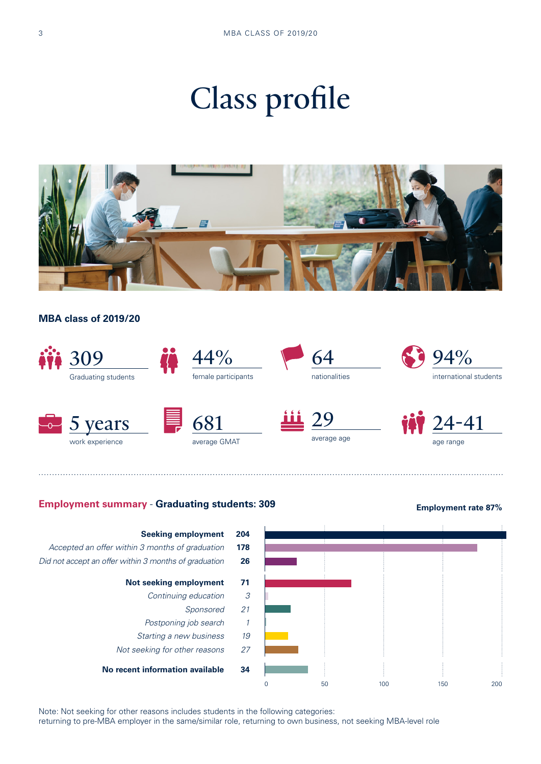# Class profile

**MBA class of 2019/20**

- **309** Graduating students
- **44%** female participants
- **64** nationalities
- **94%** international students
- **5 years** work experience
- **681** average GMAT
- **29** average age
- **24-41** age range

## Employment summary - Graduating students: 309

**Employment rate 87%**

| Category | Number |
|---|---|
| **Seeking employment** | **204** |
| *Accepted an offer within 3 months of graduation* | **178** |
| *Did not accept an offer within 3 months of graduation* | **26** |
| **Not seeking employment** | **71** |
| *Continuing education* | *3* |
| *Sponsored* | *21* |
| *Postponing job search* | *1* |
| *Starting a new business* | *19* |
| *Not seeking for other reasons* | *27* |
| **No recent information available** | **34** |

Note: Not seeking for other reasons includes students in the following categories: returning to pre-MBA employer in the same/similar role, returning to own business, not seeking MBA-level role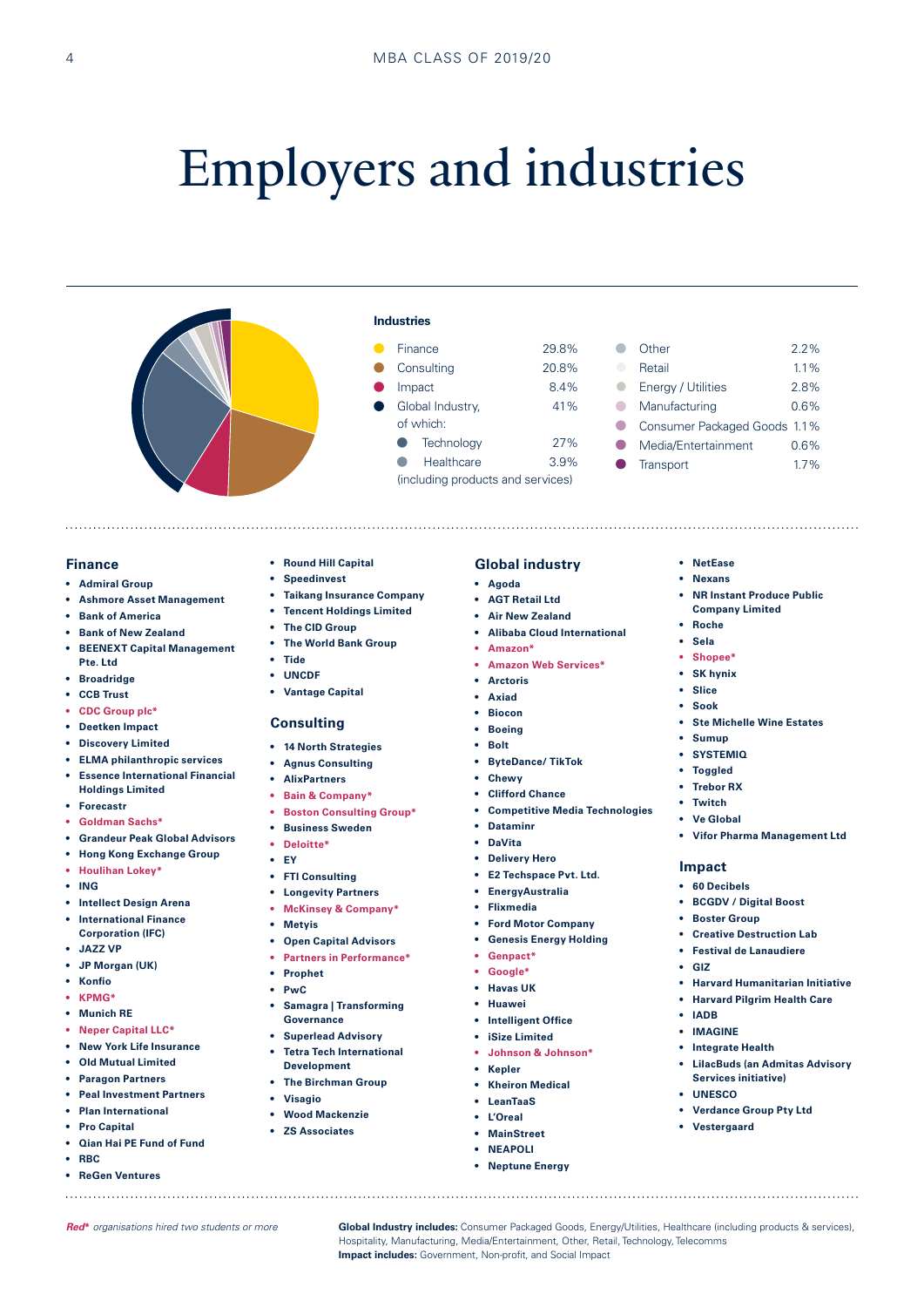# Employers and industries

### Industries

| Industry | % |
|---|---|
| Finance | 29.8% |
| Consulting | 20.8% |
| Impact | 8.4% |
| Global Industry, of which: | 41% |
| Technology | 27% |
| Healthcare (including products and services) | 3.9% |
| Other | 2.2% |
| Retail | 1.1% |
| Energy / Utilities | 2.8% |
| Manufacturing | 0.6% |
| Consumer Packaged Goods | 1.1% |
| Media/Entertainment | 0.6% |
| Transport | 1.7% |

## Finance

- Admiral Group
- Ashmore Asset Management
- Bank of America
- Bank of New Zealand
- BEENEXT Capital Management Pte. Ltd
- Broadridge
- CCB Trust
- CDC Group plc*
- Deetken Impact
- Discovery Limited
- ELMA philanthropic services
- Essence International Financial Holdings Limited
- Forecastr
- Goldman Sachs*
- Grandeur Peak Global Advisors
- Hong Kong Exchange Group
- Houlihan Lokey*
- ING
- Intellect Design Arena
- International Finance Corporation (IFC)
- JAZZ VP
- JP Morgan (UK)
- Konfio
- KPMG*
- Munich RE
- Neper Capital LLC*
- New York Life Insurance
- Old Mutual Limited
- Paragon Partners
- Peal Investment Partners
- Plan International
- Pro Capital
- Qian Hai PE Fund of Fund
- RBC
- ReGen Ventures
- Round Hill Capital
- Speedinvest
- Taikang Insurance Company
- Tencent Holdings Limited
- The CID Group
- The World Bank Group
- Tide
- UNCDF
- Vantage Capital

## Consulting

- 14 North Strategies
- Agnus Consulting
- AlixPartners
- Bain & Company*
- Boston Consulting Group*
- Business Sweden
- Deloitte*
- EY
- FTI Consulting
- Longevity Partners
- McKinsey & Company*
- Metyis
- Open Capital Advisors
- Partners in Performance*
- Prophet
- PwC
- Samagra | Transforming Governance
- Superlead Advisory
- Tetra Tech International Development
- The Birchman Group
- Visagio
- Wood Mackenzie
- ZS Associates

## Global industry

- Agoda
- AGT Retail Ltd
- Air New Zealand
- Alibaba Cloud International
- Amazon*
- Amazon Web Services*
- Arctoris
- Axiad
- Biocon
- Boeing
- Bolt
- ByteDance/ TikTok
- Chewy
- Clifford Chance
- Competitive Media Technologies
- Dataminr
- DaVita
- Delivery Hero
- E2 Techspace Pvt. Ltd.
- EnergyAustralia
- Flixmedia
- Ford Motor Company
- Genesis Energy Holding
- Genpact*
- Google*
- Havas UK
- Huawei
- Intelligent Office
- iSize Limited
- Johnson & Johnson*
- Kepler
- Kheiron Medical
- LeanTaaS
- L'Oreal
- MainStreet
- NEAPOLI
- Neptune Energy
- NetEase
- Nexans
- NR Instant Produce Public Company Limited
- Roche
- Sela
- Shopee*
- SK hynix
- Slice
- Sook
- Ste Michelle Wine Estates
- Sumup
- SYSTEMIQ
- Toggled
- Trebor RX
- Twitch
- Ve Global
- Vifor Pharma Management Ltd

## Impact

- 60 Decibels
- BCGDV / Digital Boost
- Boster Group
- Creative Destruction Lab
- Festival de Lanaudiere
- GIZ
- Harvard Humanitarian Initiative
- Harvard Pilgrim Health Care
- IADB
- IMAGINE
- Integrate Health
- LilacBuds (an Admitas Advisory Services initiative)
- UNESCO
- Verdance Group Pty Ltd
- Vestergaard

*Red\* organisations hired two students or more*

**Global Industry includes:** Consumer Packaged Goods, Energy/Utilities, Healthcare (including products & services), Hospitality, Manufacturing, Media/Entertainment, Other, Retail, Technology, Telecomms
**Impact includes:** Government, Non-profit, and Social Impact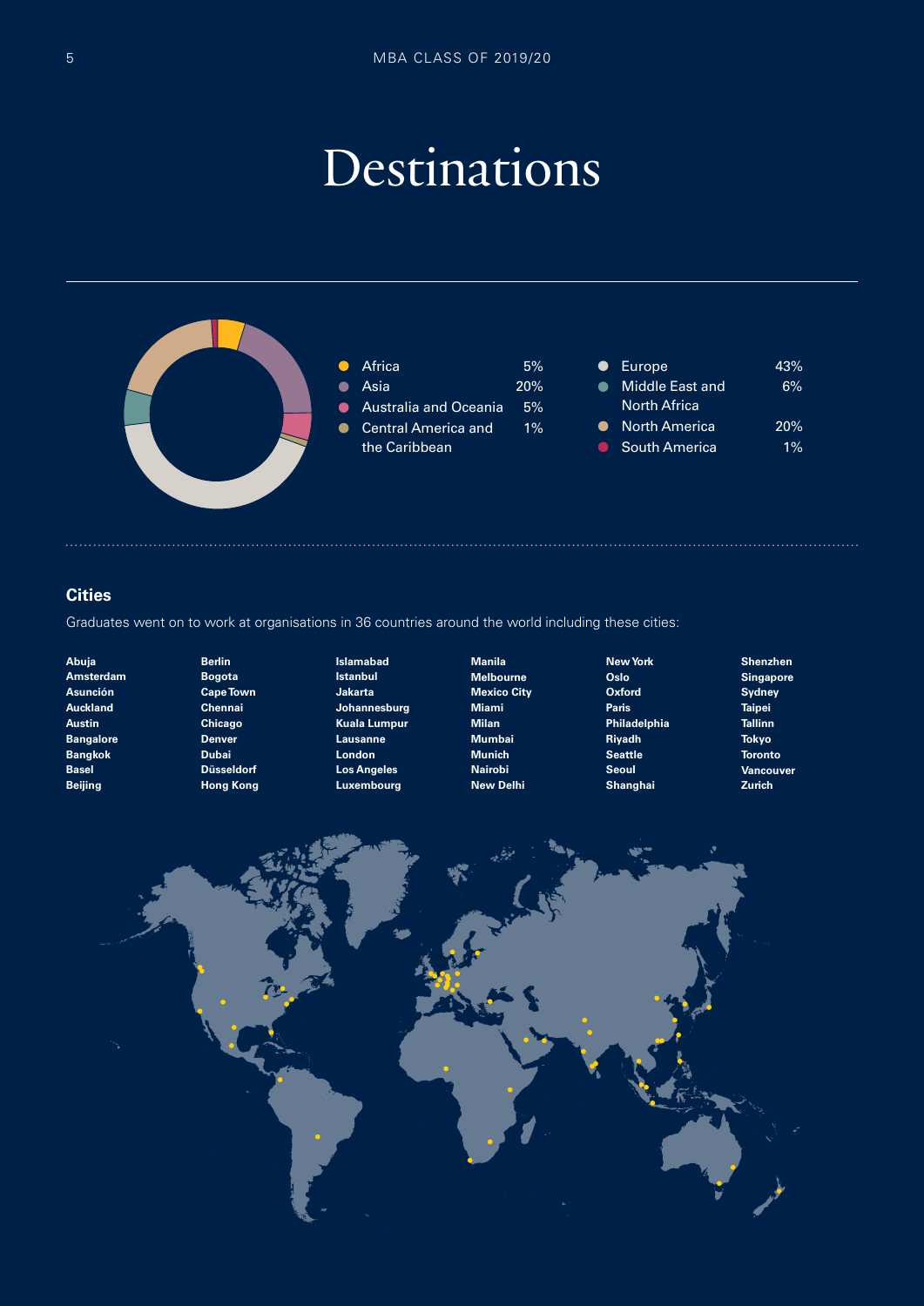# Destinations

| Region | % |
|---|---|
| Africa | 5% |
| Asia | 20% |
| Australia and Oceania | 5% |
| Central America and the Caribbean | 1% |
| Europe | 43% |
| Middle East and North Africa | 6% |
| North America | 20% |
| South America | 1% |

## Cities

Graduates went on to work at organisations in 36 countries around the world including these cities:

**Abuja**
**Amsterdam**
**Asunción**
**Auckland**
**Austin**
**Bangalore**
**Bangkok**
**Basel**
**Beijing**
**Berlin**
**Bogota**
**Cape Town**
**Chennai**
**Chicago**
**Denver**
**Dubai**
**Düsseldorf**
**Hong Kong**
**Islamabad**
**Istanbul**
**Jakarta**
**Johannesburg**
**Kuala Lumpur**
**Lausanne**
**London**
**Los Angeles**
**Luxembourg**
**Manila**
**Melbourne**
**Mexico City**
**Miami**
**Milan**
**Mumbai**
**Munich**
**Nairobi**
**New Delhi**
**New York**
**Oslo**
**Oxford**
**Paris**
**Philadelphia**
**Riyadh**
**Seattle**
**Seoul**
**Shanghai**
**Shenzhen**
**Singapore**
**Sydney**
**Taipei**
**Tallinn**
**Tokyo**
**Toronto**
**Vancouver**
**Zurich**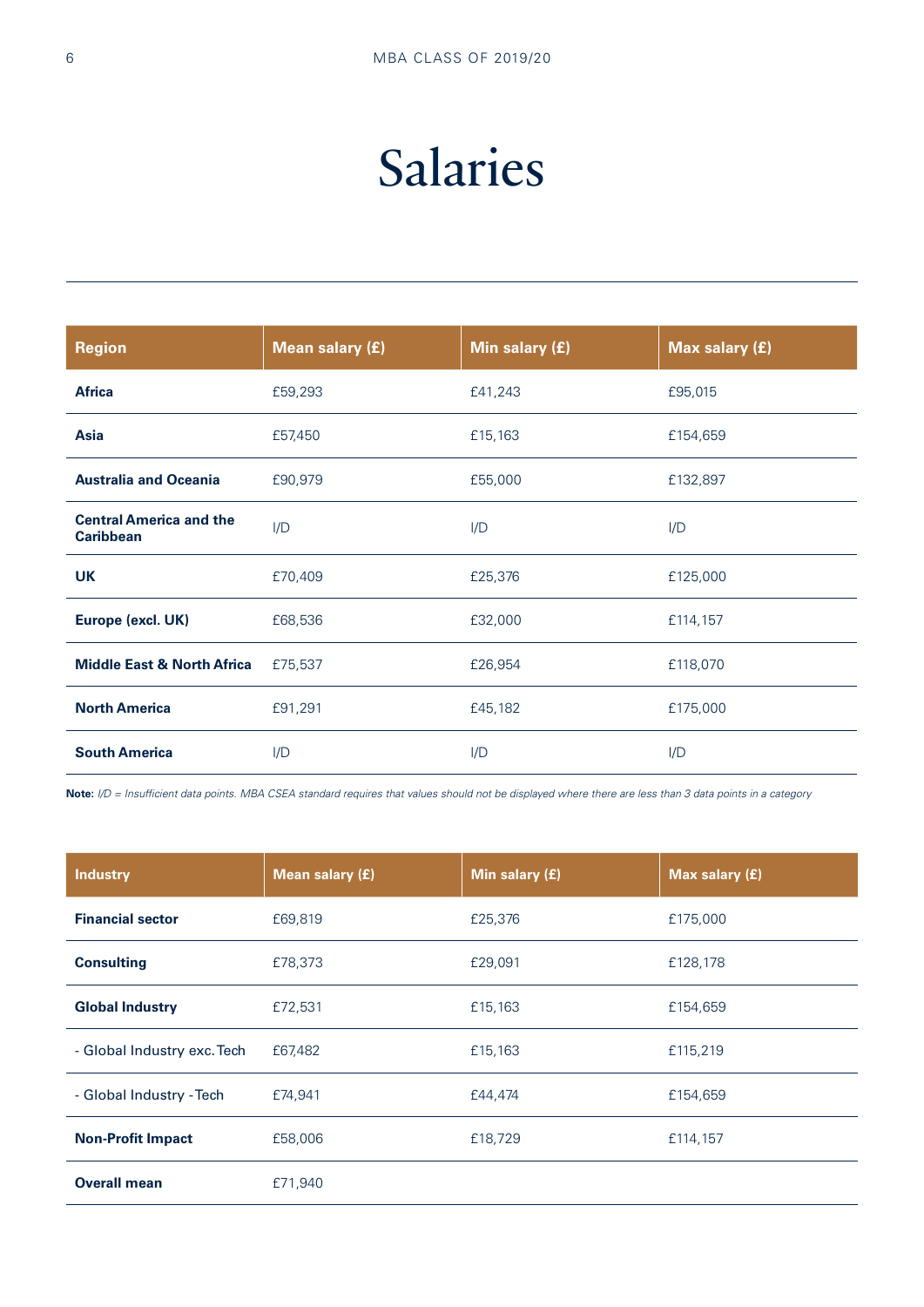# Salaries

| **Region** | **Mean salary (£)** | **Min salary (£)** | **Max salary (£)** |
|---|---|---|---|
| **Africa** | £59,293 | £41,243 | £95,015 |
| **Asia** | £57,450 | £15,163 | £154,659 |
| **Australia and Oceania** | £90,979 | £55,000 | £132,897 |
| **Central America and the Caribbean** | I/D | I/D | I/D |
| **UK** | £70,409 | £25,376 | £125,000 |
| **Europe (excl. UK)** | £68,536 | £32,000 | £114,157 |
| **Middle East & North Africa** | £75,537 | £26,954 | £118,070 |
| **North America** | £91,291 | £45,182 | £175,000 |
| **South America** | I/D | I/D | I/D |

**Note:** *I/D = Insufficient data points. MBA CSEA standard requires that values should not be displayed where there are less than 3 data points in a category*

| **Industry** | **Mean salary (£)** | **Min salary (£)** | **Max salary (£)** |
|---|---|---|---|
| **Financial sector** | £69,819 | £25,376 | £175,000 |
| **Consulting** | £78,373 | £29,091 | £128,178 |
| **Global Industry** | £72,531 | £15,163 | £154,659 |
| - Global Industry exc. Tech | £67,482 | £15,163 | £115,219 |
| - Global Industry - Tech | £74,941 | £44,474 | £154,659 |
| **Non-Profit Impact** | £58,006 | £18,729 | £114,157 |
| **Overall mean** | £71,940 | | |